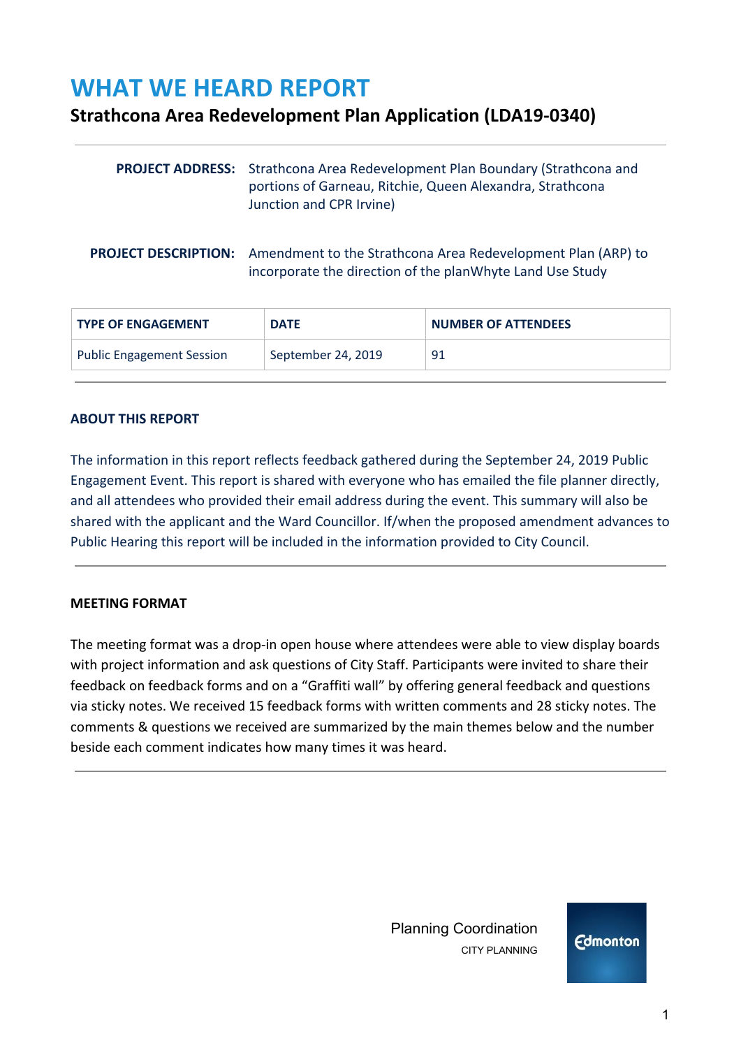# WHAT WE HEARD REPORT

## Strathcona Area Redevelopment Plan Application (LDA19-0340)

**PROJECT ADDRESS:** Strathcona Area Redevelopment Plan Boundary (Strathcona and portions of Garneau, Ritchie, Queen Alexandra, Strathcona Junction and CPR Irvine)

**PROJECT DESCRIPTION:** Amendment to the Strathcona Area Redevelopment Plan (ARP) to incorporate the direction of the planWhyte Land Use Study

| TYPE OF ENGAGEMENT | DATE | NUMBER OF ATTENDEES |
|---|---|---|
| Public Engagement Session | September 24, 2019 | 91 |

### ABOUT THIS REPORT

The information in this report reflects feedback gathered during the September 24, 2019 Public Engagement Event. This report is shared with everyone who has emailed the file planner directly, and all attendees who provided their email address during the event. This summary will also be shared with the applicant and the Ward Councillor. If/when the proposed amendment advances to Public Hearing this report will be included in the information provided to City Council.

### MEETING FORMAT

The meeting format was a drop-in open house where attendees were able to view display boards with project information and ask questions of City Staff. Participants were invited to share their feedback on feedback forms and on a "Graffiti wall" by offering general feedback and questions via sticky notes. We received 15 feedback forms with written comments and 28 sticky notes. The comments & questions we received are summarized by the main themes below and the number beside each comment indicates how many times it was heard.

Planning Coordination
CITY PLANNING

Edmonton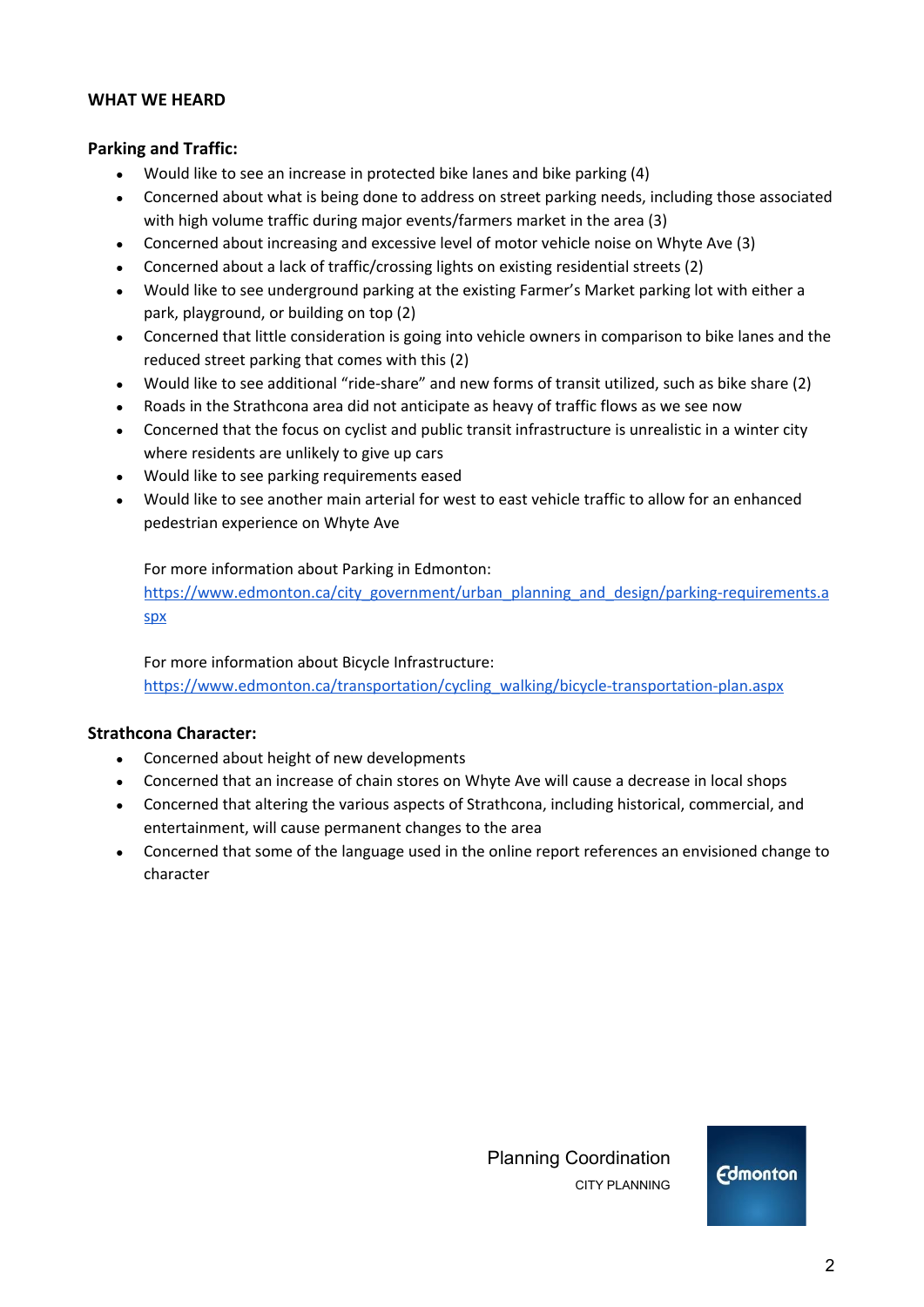**WHAT WE HEARD**

**Parking and Traffic:**

- Would like to see an increase in protected bike lanes and bike parking (4)
- Concerned about what is being done to address on street parking needs, including those associated with high volume traffic during major events/farmers market in the area (3)
- Concerned about increasing and excessive level of motor vehicle noise on Whyte Ave (3)
- Concerned about a lack of traffic/crossing lights on existing residential streets (2)
- Would like to see underground parking at the existing Farmer's Market parking lot with either a park, playground, or building on top (2)
- Concerned that little consideration is going into vehicle owners in comparison to bike lanes and the reduced street parking that comes with this (2)
- Would like to see additional "ride-share" and new forms of transit utilized, such as bike share (2)
- Roads in the Strathcona area did not anticipate as heavy of traffic flows as we see now
- Concerned that the focus on cyclist and public transit infrastructure is unrealistic in a winter city where residents are unlikely to give up cars
- Would like to see parking requirements eased
- Would like to see another main arterial for west to east vehicle traffic to allow for an enhanced pedestrian experience on Whyte Ave

  For more information about Parking in Edmonton:
  https://www.edmonton.ca/city_government/urban_planning_and_design/parking-requirements.aspx

  For more information about Bicycle Infrastructure:
  https://www.edmonton.ca/transportation/cycling_walking/bicycle-transportation-plan.aspx

**Strathcona Character:**

- Concerned about height of new developments
- Concerned that an increase of chain stores on Whyte Ave will cause a decrease in local shops
- Concerned that altering the various aspects of Strathcona, including historical, commercial, and entertainment, will cause permanent changes to the area
- Concerned that some of the language used in the online report references an envisioned change to character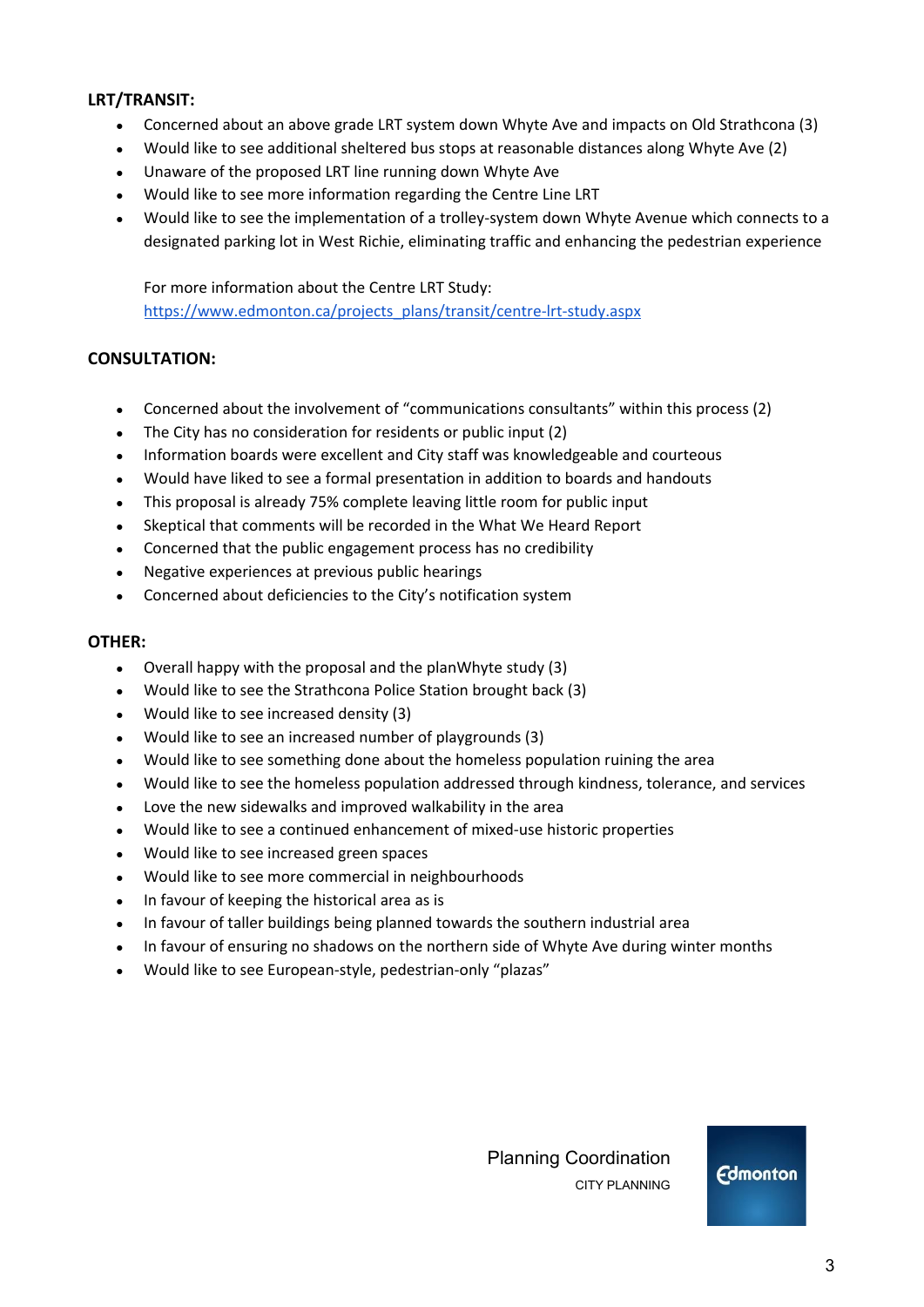**LRT/TRANSIT:**

- Concerned about an above grade LRT system down Whyte Ave and impacts on Old Strathcona (3)
- Would like to see additional sheltered bus stops at reasonable distances along Whyte Ave (2)
- Unaware of the proposed LRT line running down Whyte Ave
- Would like to see more information regarding the Centre Line LRT
- Would like to see the implementation of a trolley-system down Whyte Avenue which connects to a designated parking lot in West Richie, eliminating traffic and enhancing the pedestrian experience

  For more information about the Centre LRT Study: [https://www.edmonton.ca/projects_plans/transit/centre-lrt-study.aspx](https://www.edmonton.ca/projects_plans/transit/centre-lrt-study.aspx)

**CONSULTATION:**

- Concerned about the involvement of "communications consultants" within this process (2)
- The City has no consideration for residents or public input (2)
- Information boards were excellent and City staff was knowledgeable and courteous
- Would have liked to see a formal presentation in addition to boards and handouts
- This proposal is already 75% complete leaving little room for public input
- Skeptical that comments will be recorded in the What We Heard Report
- Concerned that the public engagement process has no credibility
- Negative experiences at previous public hearings
- Concerned about deficiencies to the City's notification system

**OTHER:**

- Overall happy with the proposal and the planWhyte study (3)
- Would like to see the Strathcona Police Station brought back (3)
- Would like to see increased density (3)
- Would like to see an increased number of playgrounds (3)
- Would like to see something done about the homeless population ruining the area
- Would like to see the homeless population addressed through kindness, tolerance, and services
- Love the new sidewalks and improved walkability in the area
- Would like to see a continued enhancement of mixed-use historic properties
- Would like to see increased green spaces
- Would like to see more commercial in neighbourhoods
- In favour of keeping the historical area as is
- In favour of taller buildings being planned towards the southern industrial area
- In favour of ensuring no shadows on the northern side of Whyte Ave during winter months
- Would like to see European-style, pedestrian-only "plazas"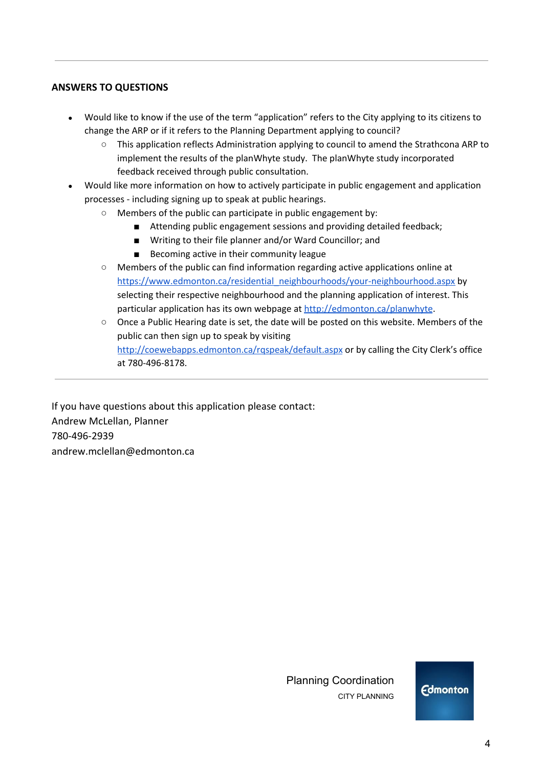---

**ANSWERS TO QUESTIONS**

- Would like to know if the use of the term "application" refers to the City applying to its citizens to change the ARP or if it refers to the Planning Department applying to council?
  - This application reflects Administration applying to council to amend the Strathcona ARP to implement the results of the planWhyte study. The planWhyte study incorporated feedback received through public consultation.
- Would like more information on how to actively participate in public engagement and application processes - including signing up to speak at public hearings.
  - Members of the public can participate in public engagement by:
    - Attending public engagement sessions and providing detailed feedback;
    - Writing to their file planner and/or Ward Councillor; and
    - Becoming active in their community league
  - Members of the public can find information regarding active applications online at [https://www.edmonton.ca/residential_neighbourhoods/your-neighbourhood.aspx](https://www.edmonton.ca/residential_neighbourhoods/your-neighbourhood.aspx) by selecting their respective neighbourhood and the planning application of interest. This particular application has its own webpage at [http://edmonton.ca/planwhyte](http://edmonton.ca/planwhyte).
  - Once a Public Hearing date is set, the date will be posted on this website. Members of the public can then sign up to speak by visiting [http://coewebapps.edmonton.ca/rqspeak/default.aspx](http://coewebapps.edmonton.ca/rqspeak/default.aspx) or by calling the City Clerk's office at 780-496-8178.

---

If you have questions about this application please contact:
Andrew McLellan, Planner
780-496-2939
andrew.mclellan@edmonton.ca

Planning Coordination
CITY PLANNING

Edmonton